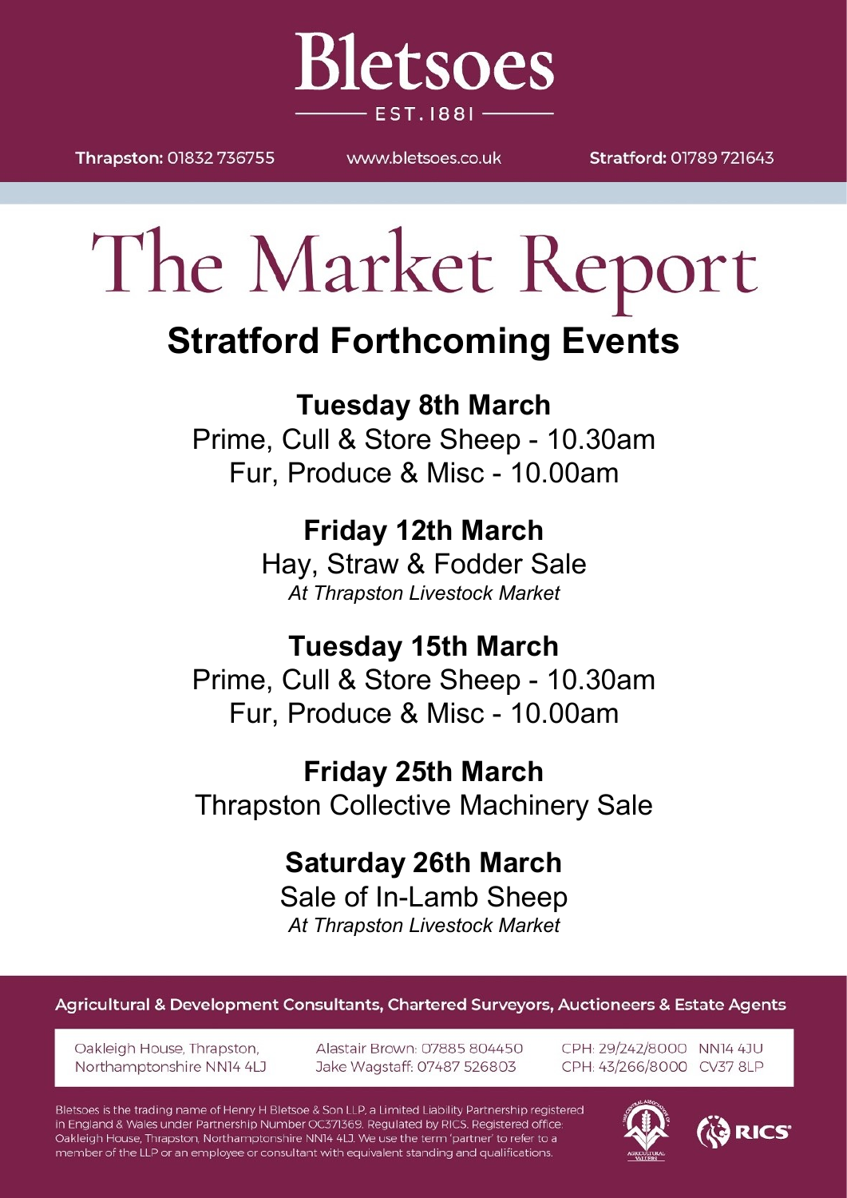# Bletsoes

EST. 1881

**Thrapston:** 01832 736755 www.bletsoes.co.uk **Stratford:** 01789 721643

# The Market Report

## Stratford Forthcoming Events

### Tuesday 8th March

Prime, Cull & Store Sheep - 10.30am
Fur, Produce & Misc - 10.00am

### Friday 12th March

Hay, Straw & Fodder Sale
*At Thrapston Livestock Market*

### Tuesday 15th March

Prime, Cull & Store Sheep - 10.30am
Fur, Produce & Misc - 10.00am

### Friday 25th March

Thrapston Collective Machinery Sale

### Saturday 26th March

Sale of In-Lamb Sheep
*At Thrapston Livestock Market*

**Agricultural & Development Consultants, Chartered Surveyors, Auctioneers & Estate Agents**

Oakleigh House, Thrapston, Northamptonshire NN14 4LJ

Alastair Brown: 07885 804450
Jake Wagstaff: 07487 526803

CPH: 29/242/8000 NN14 4JU
CPH: 43/266/8000 CV37 8LP

Bletsoes is the trading name of Henry H Bletsoe & Son LLP, a Limited Liability Partnership registered in England & Wales under Partnership Number OC371369. Regulated by RICS. Registered office: Oakleigh House, Thrapston, Northamptonshire NN14 4LJ. We use the term 'partner' to refer to a member of the LLP or an employee or consultant with equivalent standing and qualifications.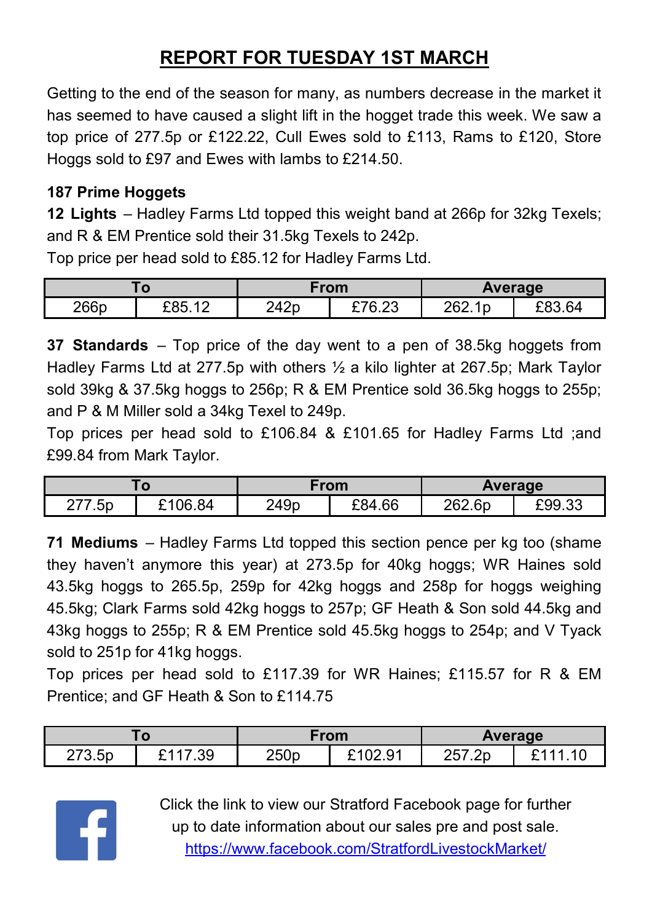## REPORT FOR TUESDAY 1ST MARCH

Getting to the end of the season for many, as numbers decrease in the market it has seemed to have caused a slight lift in the hogget trade this week. We saw a top price of 277.5p or £122.22, Cull Ewes sold to £113, Rams to £120, Store Hoggs sold to £97 and Ewes with lambs to £214.50.

**187 Prime Hoggets**

**12 Lights** – Hadley Farms Ltd topped this weight band at 266p for 32kg Texels; and R & EM Prentice sold their 31.5kg Texels to 242p.

Top price per head sold to £85.12 for Hadley Farms Ltd.

| To | | From | | Average | |
|---|---|---|---|---|---|
| 266p | £85.12 | 242p | £76.23 | 262.1p | £83.64 |

**37 Standards** – Top price of the day went to a pen of 38.5kg hoggets from Hadley Farms Ltd at 277.5p with others ½ a kilo lighter at 267.5p; Mark Taylor sold 39kg & 37.5kg hoggs to 256p; R & EM Prentice sold 36.5kg hoggs to 255p; and P & M Miller sold a 34kg Texel to 249p.

Top prices per head sold to £106.84 & £101.65 for Hadley Farms Ltd ;and £99.84 from Mark Taylor.

| To | | From | | Average | |
|---|---|---|---|---|---|
| 277.5p | £106.84 | 249p | £84.66 | 262.6p | £99.33 |

**71 Mediums** – Hadley Farms Ltd topped this section pence per kg too (shame they haven't anymore this year) at 273.5p for 40kg hoggs; WR Haines sold 43.5kg hoggs to 265.5p, 259p for 42kg hoggs and 258p for hoggs weighing 45.5kg; Clark Farms sold 42kg hoggs to 257p; GF Heath & Son sold 44.5kg and 43kg hoggs to 255p; R & EM Prentice sold 45.5kg hoggs to 254p; and V Tyack sold to 251p for 41kg hoggs.

Top prices per head sold to £117.39 for WR Haines; £115.57 for R & EM Prentice; and GF Heath & Son to £114.75

| To | | From | | Average | |
|---|---|---|---|---|---|
| 273.5p | £117.39 | 250p | £102.91 | 257.2p | £111.10 |

Click the link to view our Stratford Facebook page for further up to date information about our sales pre and post sale.
https://www.facebook.com/StratfordLivestockMarket/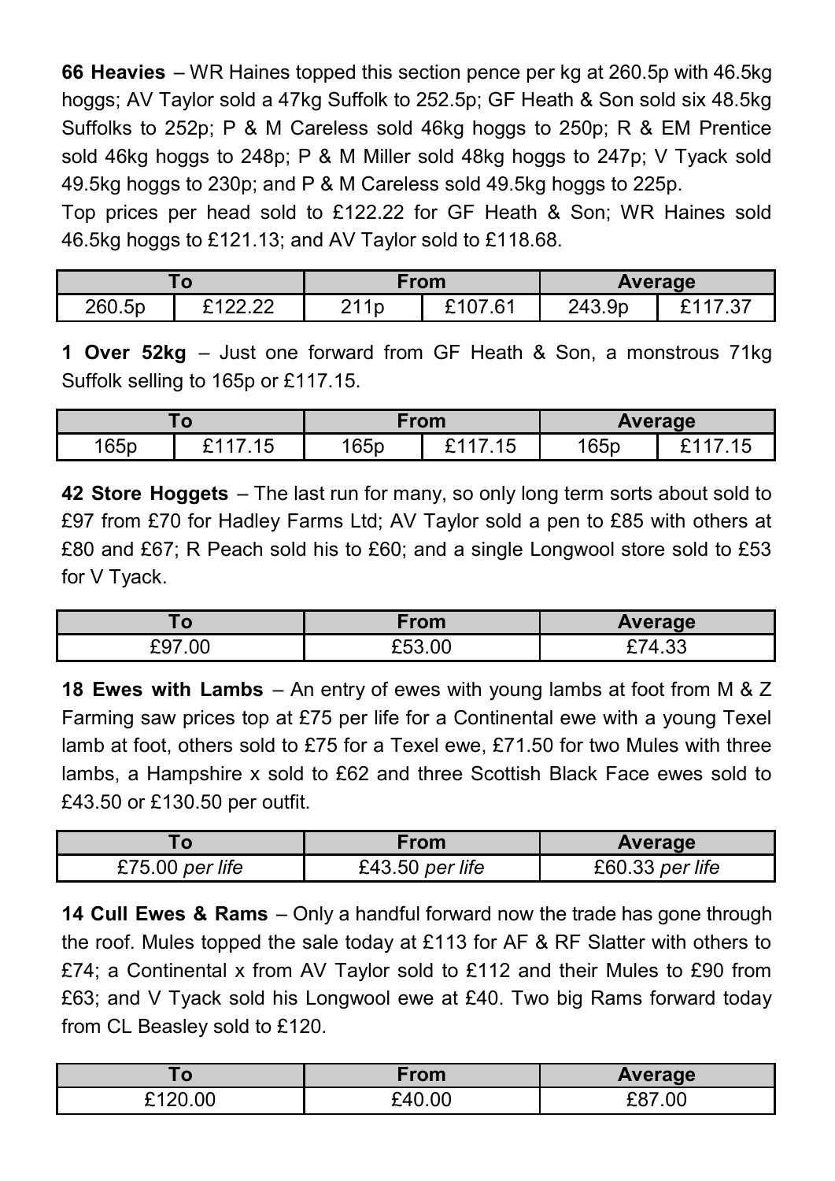**66 Heavies** – WR Haines topped this section pence per kg at 260.5p with 46.5kg hoggs; AV Taylor sold a 47kg Suffolk to 252.5p; GF Heath & Son sold six 48.5kg Suffolks to 252p; P & M Careless sold 46kg hoggs to 250p; R & EM Prentice sold 46kg hoggs to 248p; P & M Miller sold 48kg hoggs to 247p; V Tyack sold 49.5kg hoggs to 230p; and P & M Careless sold 49.5kg hoggs to 225p.

Top prices per head sold to £122.22 for GF Heath & Son; WR Haines sold 46.5kg hoggs to £121.13; and AV Taylor sold to £118.68.

| To | | From | | Average | |
|---|---|---|---|---|---|
| 260.5p | £122.22 | 211p | £107.61 | 243.9p | £117.37 |

**1 Over 52kg** – Just one forward from GF Heath & Son, a monstrous 71kg Suffolk selling to 165p or £117.15.

| To | | From | | Average | |
|---|---|---|---|---|---|
| 165p | £117.15 | 165p | £117.15 | 165p | £117.15 |

**42 Store Hoggets** – The last run for many, so only long term sorts about sold to £97 from £70 for Hadley Farms Ltd; AV Taylor sold a pen to £85 with others at £80 and £67; R Peach sold his to £60; and a single Longwool store sold to £53 for V Tyack.

| To | From | Average |
|---|---|---|
| £97.00 | £53.00 | £74.33 |

**18 Ewes with Lambs** – An entry of ewes with young lambs at foot from M & Z Farming saw prices top at £75 per life for a Continental ewe with a young Texel lamb at foot, others sold to £75 for a Texel ewe, £71.50 for two Mules with three lambs, a Hampshire x sold to £62 and three Scottish Black Face ewes sold to £43.50 or £130.50 per outfit.

| To | From | Average |
|---|---|---|
| £75.00 *per life* | £43.50 *per life* | £60.33 *per life* |

**14 Cull Ewes & Rams** – Only a handful forward now the trade has gone through the roof. Mules topped the sale today at £113 for AF & RF Slatter with others to £74; a Continental x from AV Taylor sold to £112 and their Mules to £90 from £63; and V Tyack sold his Longwool ewe at £40. Two big Rams forward today from CL Beasley sold to £120.

| To | From | Average |
|---|---|---|
| £120.00 | £40.00 | £87.00 |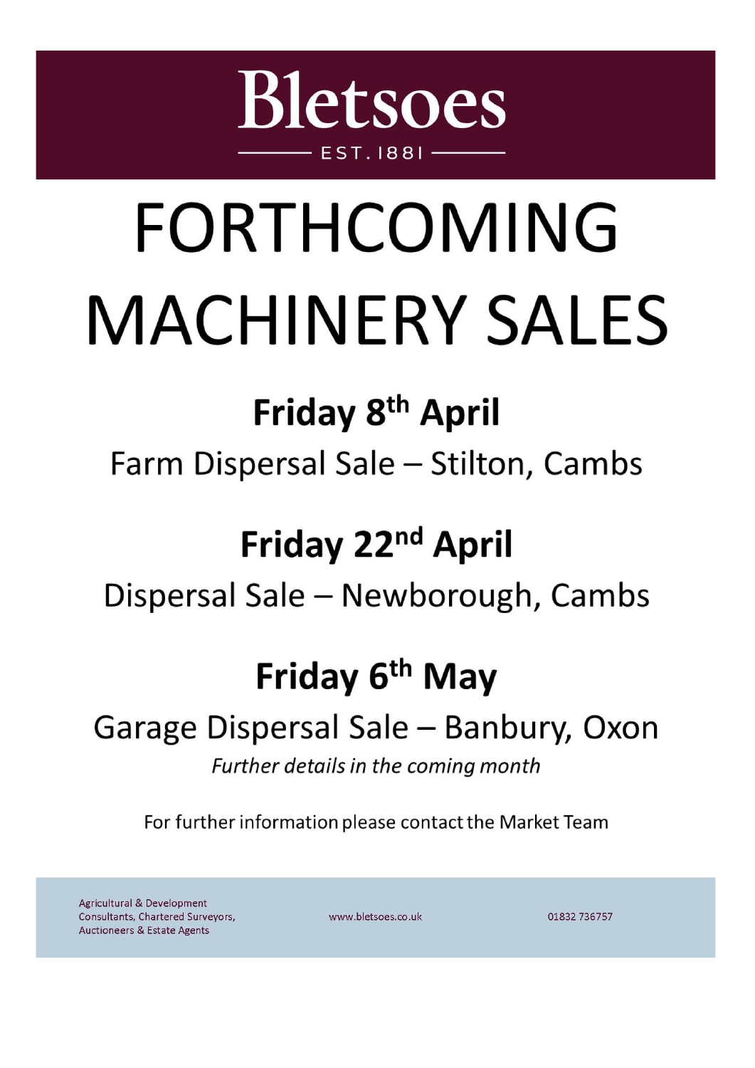# Bletsoes

EST. 1881

# FORTHCOMING MACHINERY SALES

## Friday 8th April

Farm Dispersal Sale – Stilton, Cambs

## Friday 22nd April

Dispersal Sale – Newborough, Cambs

## Friday 6th May

Garage Dispersal Sale – Banbury, Oxon

*Further details in the coming month*

For further information please contact the Market Team

Agricultural & Development Consultants, Chartered Surveyors, Auctioneers & Estate Agents

www.bletsoes.co.uk

01832 736757